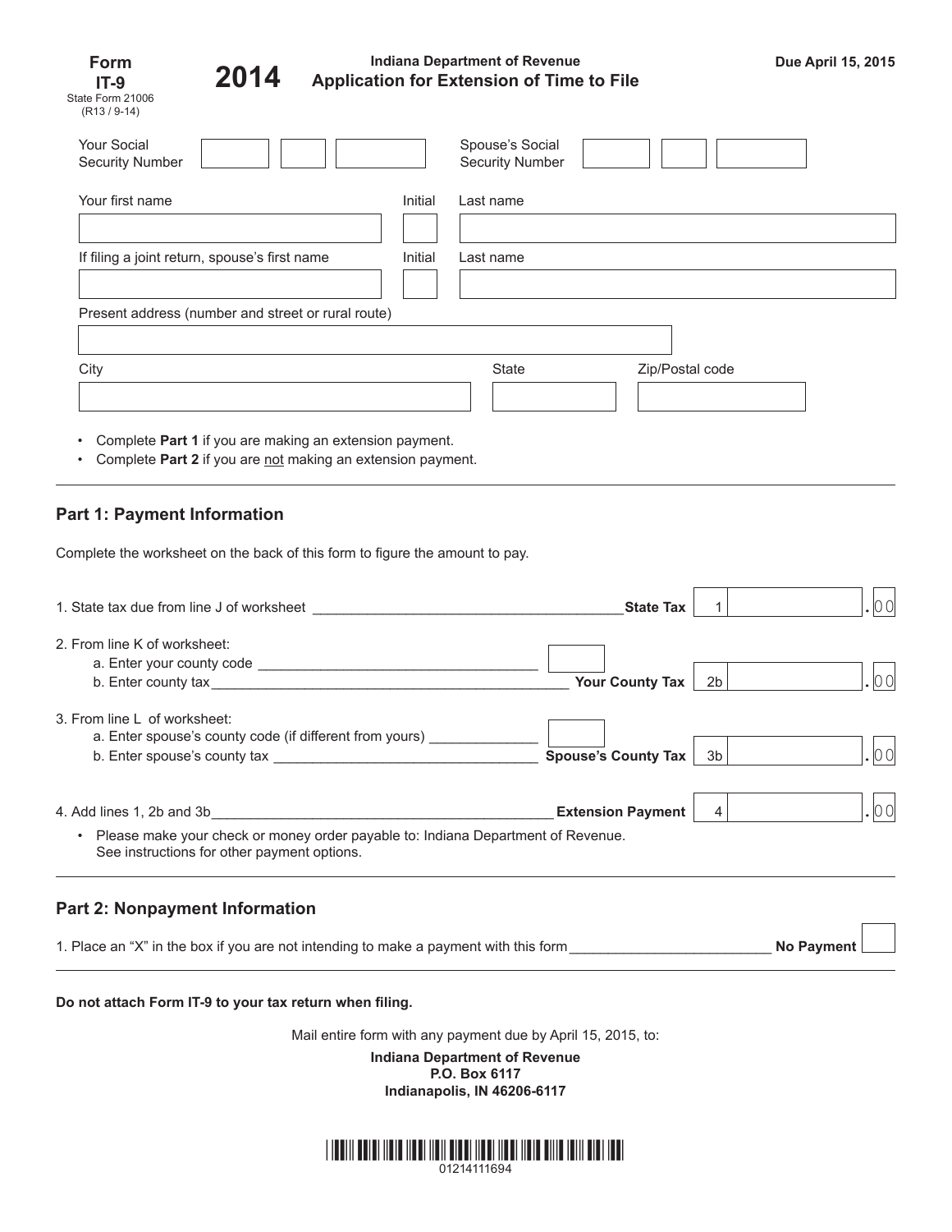**Form IT-9**
State Form 21006
(R13 / 9-14)

**2014**

**Indiana Department of Revenue**
# Application for Extension of Time to File

**Due April 15, 2015**

Your Social Security Number ______ ______ ______ Spouse's Social Security Number ______ ______ ______

Your first name ______ Initial ______ Last name ______

If filing a joint return, spouse's first name ______ Initial ______ Last name ______

Present address (number and street or rural route) ______

City ______ State ______ Zip/Postal code ______

- Complete **Part 1** if you are making an extension payment.
- Complete **Part 2** if you are not making an extension payment.

## Part 1: Payment Information

Complete the worksheet on the back of this form to figure the amount to pay.

1. State tax due from line J of worksheet ______ **State Tax** | 1 | ______ .00

2. From line K of worksheet:
   a. Enter your county code ______ [ ]
   b. Enter county tax ______ **Your County Tax** | 2b | ______ .00

3. From line L of worksheet:
   a. Enter spouse's county code (if different from yours) ______ [ ]
   b. Enter spouse's county tax ______ **Spouse's County Tax** | 3b | ______ .00

4. Add lines 1, 2b and 3b ______ **Extension Payment** | 4 | ______ .00
   - Please make your check or money order payable to: Indiana Department of Revenue. See instructions for other payment options.

## Part 2: Nonpayment Information

1. Place an "X" in the box if you are not intending to make a payment with this form ______ **No Payment** [ ]

**Do not attach Form IT-9 to your tax return when filing.**

Mail entire form with any payment due by April 15, 2015, to:

**Indiana Department of Revenue**
**P.O. Box 6117**
**Indianapolis, IN 46206-6117**

01214111694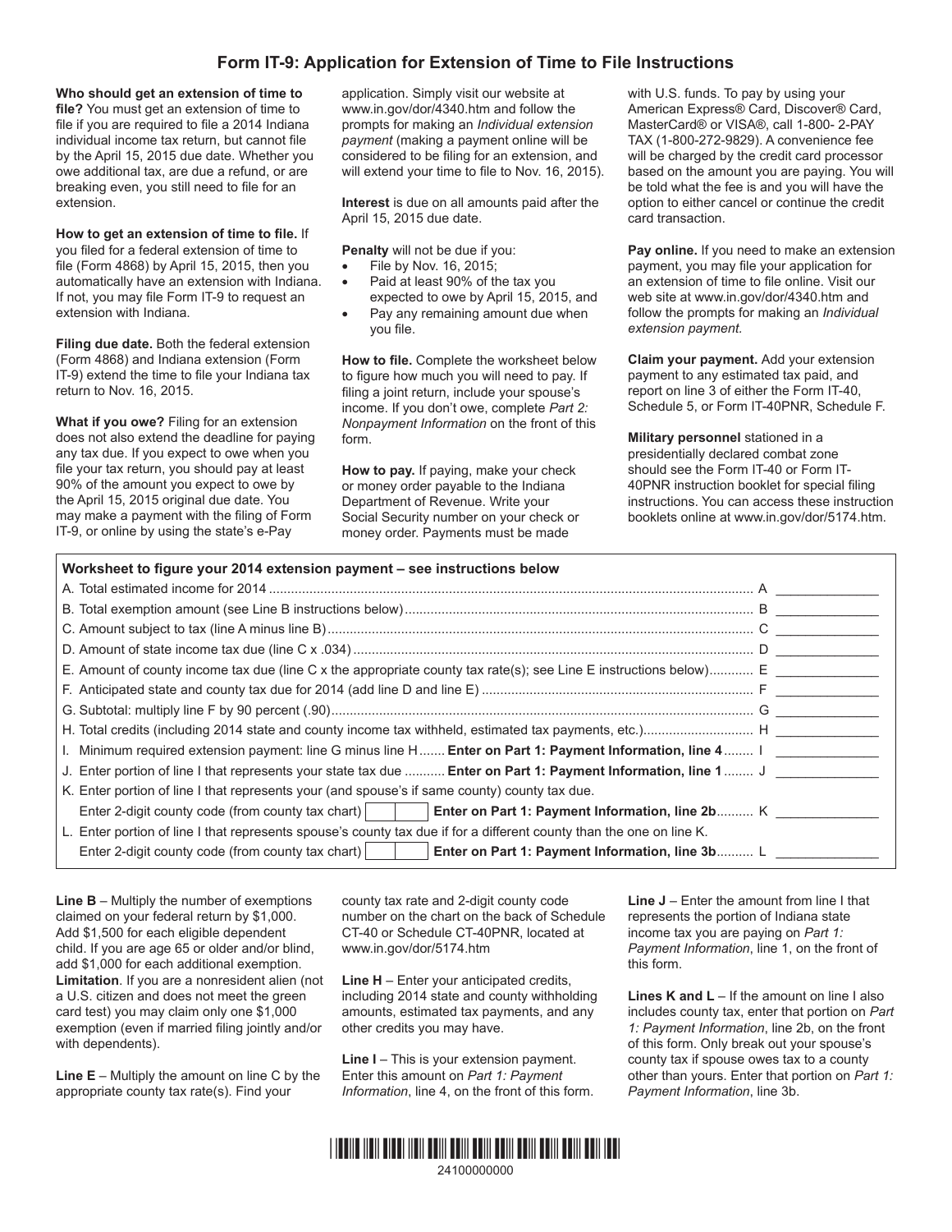# Form IT-9: Application for Extension of Time to File Instructions

**Who should get an extension of time to file?** You must get an extension of time to file if you are required to file a 2014 Indiana individual income tax return, but cannot file by the April 15, 2015 due date. Whether you owe additional tax, are due a refund, or are breaking even, you still need to file for an extension.

**How to get an extension of time to file.** If you filed for a federal extension of time to file (Form 4868) by April 15, 2015, then you automatically have an extension with Indiana. If not, you may file Form IT-9 to request an extension with Indiana.

**Filing due date.** Both the federal extension (Form 4868) and Indiana extension (Form IT-9) extend the time to file your Indiana tax return to Nov. 16, 2015.

**What if you owe?** Filing for an extension does not also extend the deadline for paying any tax due. If you expect to owe when you file your tax return, you should pay at least 90% of the amount you expect to owe by the April 15, 2015 original due date. You may make a payment with the filing of Form IT-9, or online by using the state's e-Pay application. Simply visit our website at www.in.gov/dor/4340.htm and follow the prompts for making an *Individual extension payment* (making a payment online will be considered to be filing for an extension, and will extend your time to file to Nov. 16, 2015).

**Interest** is due on all amounts paid after the April 15, 2015 due date.

**Penalty** will not be due if you:
- File by Nov. 16, 2015;
- Paid at least 90% of the tax you expected to owe by April 15, 2015, and
- Pay any remaining amount due when you file.

**How to file.** Complete the worksheet below to figure how much you will need to pay. If filing a joint return, include your spouse's income. If you don't owe, complete *Part 2: Nonpayment Information* on the front of this form.

**How to pay.** If paying, make your check or money order payable to the Indiana Department of Revenue. Write your Social Security number on your check or money order. Payments must be made with U.S. funds. To pay by using your American Express® Card, Discover® Card, MasterCard® or VISA®, call 1-800- 2-PAY TAX (1-800-272-9829). A convenience fee will be charged by the credit card processor based on the amount you are paying. You will be told what the fee is and you will have the option to either cancel or continue the credit card transaction.

**Pay online.** If you need to make an extension payment, you may file your application for an extension of time to file online. Visit our web site at www.in.gov/dor/4340.htm and follow the prompts for making an *Individual extension payment.*

**Claim your payment.** Add your extension payment to any estimated tax paid, and report on line 3 of either the Form IT-40, Schedule 5, or Form IT-40PNR, Schedule F.

**Military personnel** stationed in a presidentially declared combat zone should see the Form IT-40 or Form IT-40PNR instruction booklet for special filing instructions. You can access these instruction booklets online at www.in.gov/dor/5174.htm.

**Worksheet to figure your 2014 extension payment – see instructions below**

| | | |
|---|---|---|
| A. Total estimated income for 2014 | A | |
| B. Total exemption amount (see Line B instructions below) | B | |
| C. Amount subject to tax (line A minus line B) | C | |
| D. Amount of state income tax due (line C x .034) | D | |
| E. Amount of county income tax due (line C x the appropriate county tax rate(s); see Line E instructions below) | E | |
| F. Anticipated state and county tax due for 2014 (add line D and line E) | F | |
| G. Subtotal: multiply line F by 90 percent (.90) | G | |
| H. Total credits (including 2014 state and county income tax withheld, estimated tax payments, etc.) | H | |
| I. Minimum required extension payment: line G minus line H ....... **Enter on Part 1: Payment Information, line 4** | I | |
| J. Enter portion of line I that represents your state tax due ........... **Enter on Part 1: Payment Information, line 1** | J | |
| K. Enter portion of line I that represents your (and spouse's if same county) county tax due. Enter 2-digit county code (from county tax chart) ☐☐ **Enter on Part 1: Payment Information, line 2b** | K | |
| L. Enter portion of line I that represents spouse's county tax due if for a different county than the one on line K. Enter 2-digit county code (from county tax chart) ☐☐ **Enter on Part 1: Payment Information, line 3b** | L | |

**Line B** – Multiply the number of exemptions claimed on your federal return by $1,000. Add $1,500 for each eligible dependent child. If you are age 65 or older and/or blind, add $1,000 for each additional exemption. **Limitation**. If you are a nonresident alien (not a U.S. citizen and does not meet the green card test) you may claim only one $1,000 exemption (even if married filing jointly and/or with dependents).

**Line E** – Multiply the amount on line C by the appropriate county tax rate(s). Find your county tax rate and 2-digit county code number on the chart on the back of Schedule CT-40 or Schedule CT-40PNR, located at www.in.gov/dor/5174.htm

**Line H** – Enter your anticipated credits, including 2014 state and county withholding amounts, estimated tax payments, and any other credits you may have.

**Line I** – This is your extension payment. Enter this amount on *Part 1: Payment Information*, line 4, on the front of this form.

**Line J** – Enter the amount from line I that represents the portion of Indiana state income tax you are paying on *Part 1: Payment Information*, line 1, on the front of this form.

**Lines K and L** – If the amount on line I also includes county tax, enter that portion on *Part 1: Payment Information*, line 2b, on the front of this form. Only break out your spouse's county tax if spouse owes tax to a county other than yours. Enter that portion on *Part 1: Payment Information*, line 3b.

24100000000